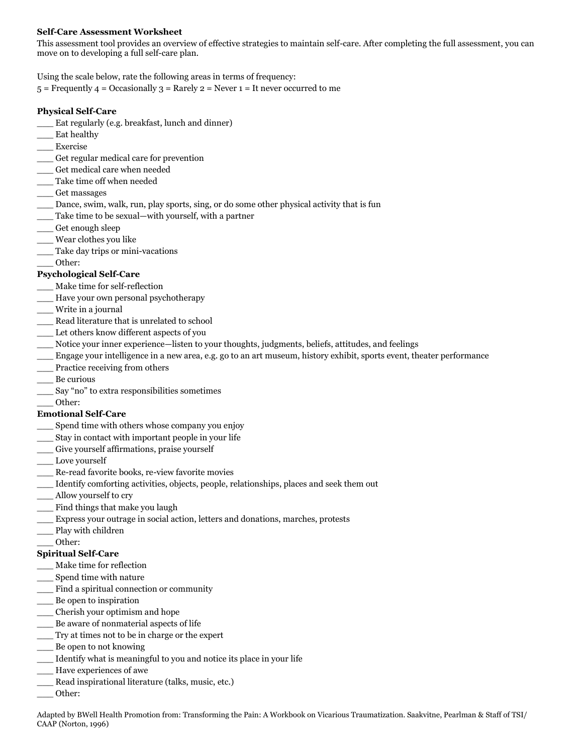**Self-Care Assessment Worksheet**

This assessment tool provides an overview of effective strategies to maintain self-care. After completing the full assessment, you can move on to developing a full self-care plan.

Using the scale below, rate the following areas in terms of frequency:

5 = Frequently 4 = Occasionally 3 = Rarely 2 = Never 1 = It never occurred to me

**Physical Self-Care**

___ Eat regularly (e.g. breakfast, lunch and dinner)  
___ Eat healthy  
___ Exercise  
___ Get regular medical care for prevention  
___ Get medical care when needed  
___ Take time off when needed  
___ Get massages  
___ Dance, swim, walk, run, play sports, sing, or do some other physical activity that is fun  
___ Take time to be sexual—with yourself, with a partner  
___ Get enough sleep  
___ Wear clothes you like  
___ Take day trips or mini-vacations  
___ Other:

**Psychological Self-Care**

___ Make time for self-reflection  
___ Have your own personal psychotherapy  
___ Write in a journal  
___ Read literature that is unrelated to school  
___ Let others know different aspects of you  
___ Notice your inner experience—listen to your thoughts, judgments, beliefs, attitudes, and feelings  
___ Engage your intelligence in a new area, e.g. go to an art museum, history exhibit, sports event, theater performance  
___ Practice receiving from others  
___ Be curious  
___ Say "no" to extra responsibilities sometimes  
___ Other:

**Emotional Self-Care**

___ Spend time with others whose company you enjoy  
___ Stay in contact with important people in your life  
___ Give yourself affirmations, praise yourself  
___ Love yourself  
___ Re-read favorite books, re-view favorite movies  
___ Identify comforting activities, objects, people, relationships, places and seek them out  
___ Allow yourself to cry  
___ Find things that make you laugh  
___ Express your outrage in social action, letters and donations, marches, protests  
___ Play with children  
___ Other:

**Spiritual Self-Care**

___ Make time for reflection  
___ Spend time with nature  
___ Find a spiritual connection or community  
___ Be open to inspiration  
___ Cherish your optimism and hope  
___ Be aware of nonmaterial aspects of life  
___ Try at times not to be in charge or the expert  
___ Be open to not knowing  
___ Identify what is meaningful to you and notice its place in your life  
___ Have experiences of awe  
___ Read inspirational literature (talks, music, etc.)  
___ Other:

Adapted by BWell Health Promotion from: Transforming the Pain: A Workbook on Vicarious Traumatization. Saakvitne, Pearlman & Staff of TSI/ CAAP (Norton, 1996)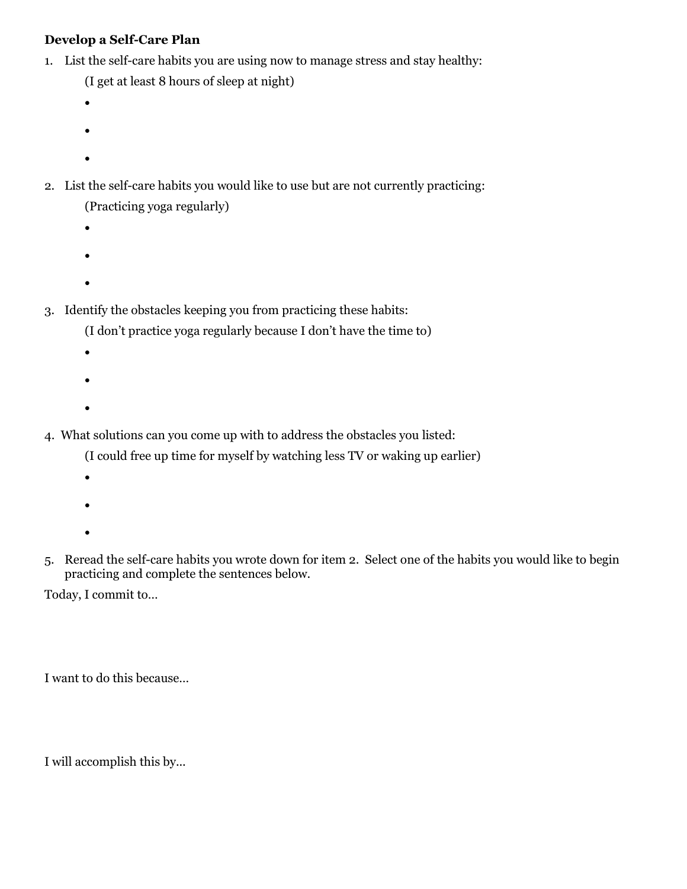**Develop a Self-Care Plan**

1. List the self-care habits you are using now to manage stress and stay healthy:

   (I get at least 8 hours of sleep at night)

   -
   -
   -

2. List the self-care habits you would like to use but are not currently practicing:

   (Practicing yoga regularly)

   -
   -
   -

3. Identify the obstacles keeping you from practicing these habits:

   (I don't practice yoga regularly because I don't have the time to)

   -
   -
   -

4. What solutions can you come up with to address the obstacles you listed:

   (I could free up time for myself by watching less TV or waking up earlier)

   -
   -
   -

5. Reread the self-care habits you wrote down for item 2. Select one of the habits you would like to begin practicing and complete the sentences below.

Today, I commit to…

I want to do this because…

I will accomplish this by…